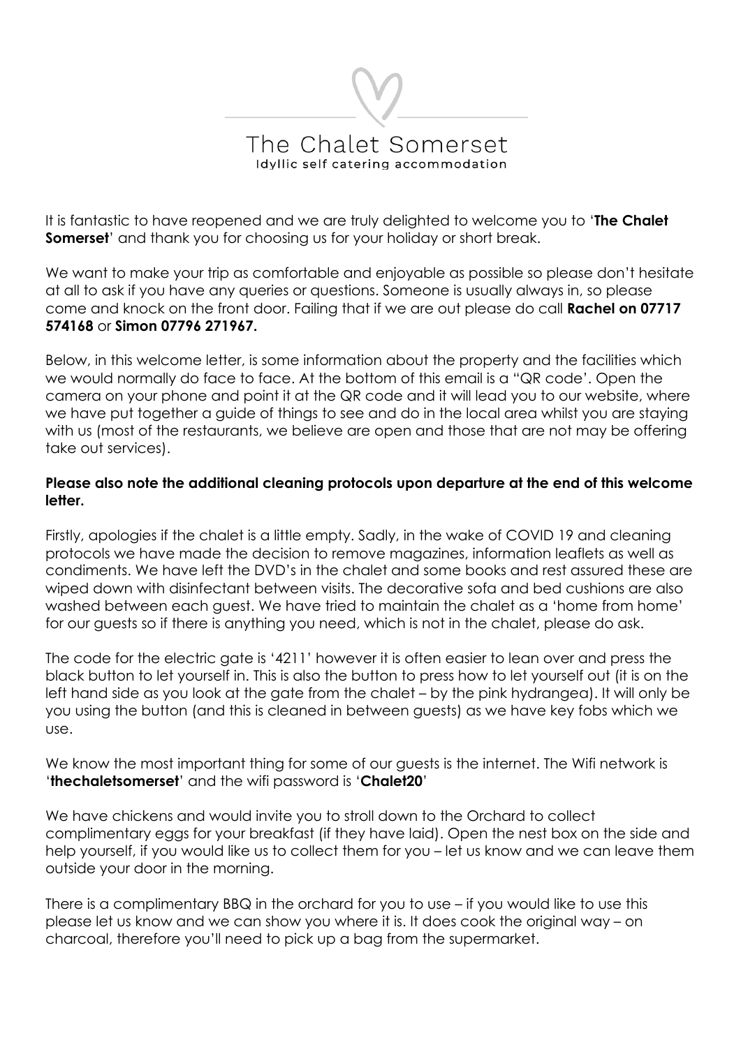# The Chalet Somerset

Idyllic self catering accommodation

It is fantastic to have reopened and we are truly delighted to welcome you to '**The Chalet Somerset**' and thank you for choosing us for your holiday or short break.

We want to make your trip as comfortable and enjoyable as possible so please don't hesitate at all to ask if you have any queries or questions. Someone is usually always in, so please come and knock on the front door. Failing that if we are out please do call **Rachel on 07717 574168** or **Simon 07796 271967.**

Below, in this welcome letter, is some information about the property and the facilities which we would normally do face to face. At the bottom of this email is a "QR code". Open the camera on your phone and point it at the QR code and it will lead you to our website, where we have put together a guide of things to see and do in the local area whilst you are staying with us (most of the restaurants, we believe are open and those that are not may be offering take out services).

**Please also note the additional cleaning protocols upon departure at the end of this welcome letter.**

Firstly, apologies if the chalet is a little empty. Sadly, in the wake of COVID 19 and cleaning protocols we have made the decision to remove magazines, information leaflets as well as condiments. We have left the DVD's in the chalet and some books and rest assured these are wiped down with disinfectant between visits. The decorative sofa and bed cushions are also washed between each guest. We have tried to maintain the chalet as a 'home from home' for our guests so if there is anything you need, which is not in the chalet, please do ask.

The code for the electric gate is '4211' however it is often easier to lean over and press the black button to let yourself in. This is also the button to press how to let yourself out (it is on the left hand side as you look at the gate from the chalet – by the pink hydrangea). It will only be you using the button (and this is cleaned in between guests) as we have key fobs which we use.

We know the most important thing for some of our guests is the internet. The Wifi network is '**thechaletsomerset**' and the wifi password is '**Chalet20**'

We have chickens and would invite you to stroll down to the Orchard to collect complimentary eggs for your breakfast (if they have laid). Open the nest box on the side and help yourself, if you would like us to collect them for you – let us know and we can leave them outside your door in the morning.

There is a complimentary BBQ in the orchard for you to use – if you would like to use this please let us know and we can show you where it is. It does cook the original way – on charcoal, therefore you'll need to pick up a bag from the supermarket.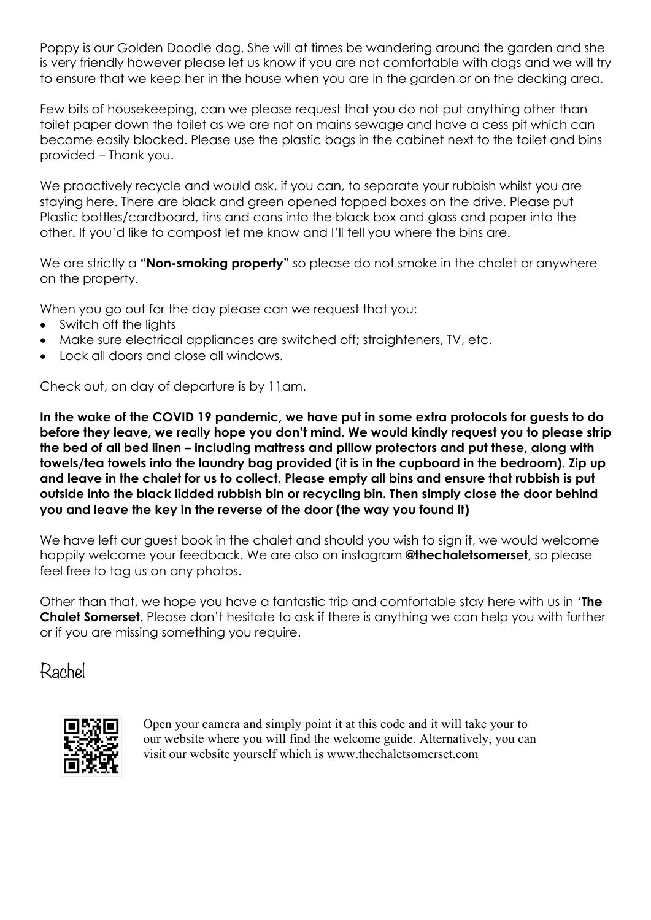Poppy is our Golden Doodle dog. She will at times be wandering around the garden and she is very friendly however please let us know if you are not comfortable with dogs and we will try to ensure that we keep her in the house when you are in the garden or on the decking area.

Few bits of housekeeping, can we please request that you do not put anything other than toilet paper down the toilet as we are not on mains sewage and have a cess pit which can become easily blocked. Please use the plastic bags in the cabinet next to the toilet and bins provided – Thank you.

We proactively recycle and would ask, if you can, to separate your rubbish whilst you are staying here. There are black and green opened topped boxes on the drive. Please put Plastic bottles/cardboard, tins and cans into the black box and glass and paper into the other. If you'd like to compost let me know and I'll tell you where the bins are.

We are strictly a **"Non-smoking property"** so please do not smoke in the chalet or anywhere on the property.

When you go out for the day please can we request that you:

- Switch off the lights
- Make sure electrical appliances are switched off; straighteners, TV, etc.
- Lock all doors and close all windows.

Check out, on day of departure is by 11am.

**In the wake of the COVID 19 pandemic, we have put in some extra protocols for guests to do before they leave, we really hope you don't mind. We would kindly request you to please strip the bed of all bed linen – including mattress and pillow protectors and put these, along with towels/tea towels into the laundry bag provided (it is in the cupboard in the bedroom). Zip up and leave in the chalet for us to collect. Please empty all bins and ensure that rubbish is put outside into the black lidded rubbish bin or recycling bin. Then simply close the door behind you and leave the key in the reverse of the door (the way you found it)**

We have left our guest book in the chalet and should you wish to sign it, we would welcome happily welcome your feedback. We are also on instagram **@thechaletsomerset**, so please feel free to tag us on any photos.

Other than that, we hope you have a fantastic trip and comfortable stay here with us in '**The Chalet Somerset**. Please don't hesitate to ask if there is anything we can help you with further or if you are missing something you require.

Rachel

Open your camera and simply point it at this code and it will take your to our website where you will find the welcome guide. Alternatively, you can visit our website yourself which is www.thechaletsomerset.com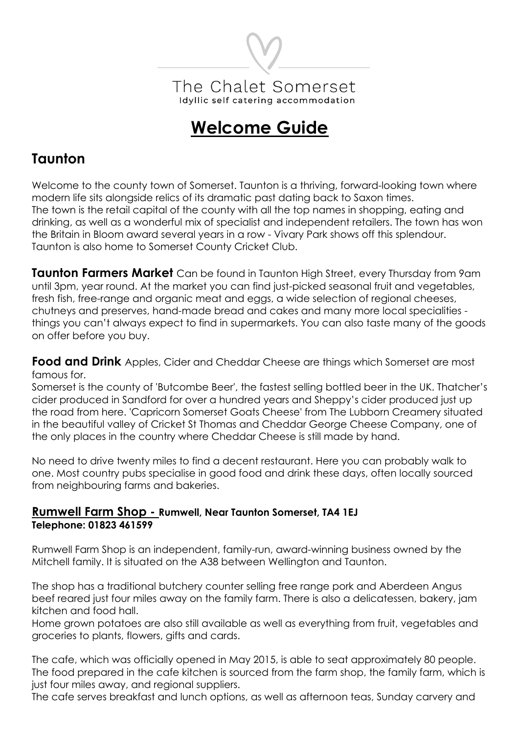The Chalet Somerset
Idyllic self catering accommodation

# Welcome Guide

## Taunton

Welcome to the county town of Somerset. Taunton is a thriving, forward-looking town where modern life sits alongside relics of its dramatic past dating back to Saxon times.
The town is the retail capital of the county with all the top names in shopping, eating and drinking, as well as a wonderful mix of specialist and independent retailers. The town has won the Britain in Bloom award several years in a row - Vivary Park shows off this splendour.
Taunton is also home to Somerset County Cricket Club.

**Taunton Farmers Market** Can be found in Taunton High Street, every Thursday from 9am until 3pm, year round. At the market you can find just-picked seasonal fruit and vegetables, fresh fish, free-range and organic meat and eggs, a wide selection of regional cheeses, chutneys and preserves, hand-made bread and cakes and many more local specialities - things you can't always expect to find in supermarkets. You can also taste many of the goods on offer before you buy.

**Food and Drink** Apples, Cider and Cheddar Cheese are things which Somerset are most famous for.
Somerset is the county of 'Butcombe Beer', the fastest selling bottled beer in the UK. Thatcher's cider produced in Sandford for over a hundred years and Sheppy's cider produced just up the road from here. 'Capricorn Somerset Goats Cheese' from The Lubborn Creamery situated in the beautiful valley of Cricket St Thomas and Cheddar George Cheese Company, one of the only places in the country where Cheddar Cheese is still made by hand.

No need to drive twenty miles to find a decent restaurant. Here you can probably walk to one. Most country pubs specialise in good food and drink these days, often locally sourced from neighbouring farms and bakeries.

### Rumwell Farm Shop - Rumwell, Near Taunton Somerset, TA4 1EJ
**Telephone: 01823 461599**

Rumwell Farm Shop is an independent, family-run, award-winning business owned by the Mitchell family. It is situated on the A38 between Wellington and Taunton.

The shop has a traditional butchery counter selling free range pork and Aberdeen Angus beef reared just four miles away on the family farm. There is also a delicatessen, bakery, jam kitchen and food hall.
Home grown potatoes are also still available as well as everything from fruit, vegetables and groceries to plants, flowers, gifts and cards.

The cafe, which was officially opened in May 2015, is able to seat approximately 80 people. The food prepared in the cafe kitchen is sourced from the farm shop, the family farm, which is just four miles away, and regional suppliers.
The cafe serves breakfast and lunch options, as well as afternoon teas, Sunday carvery and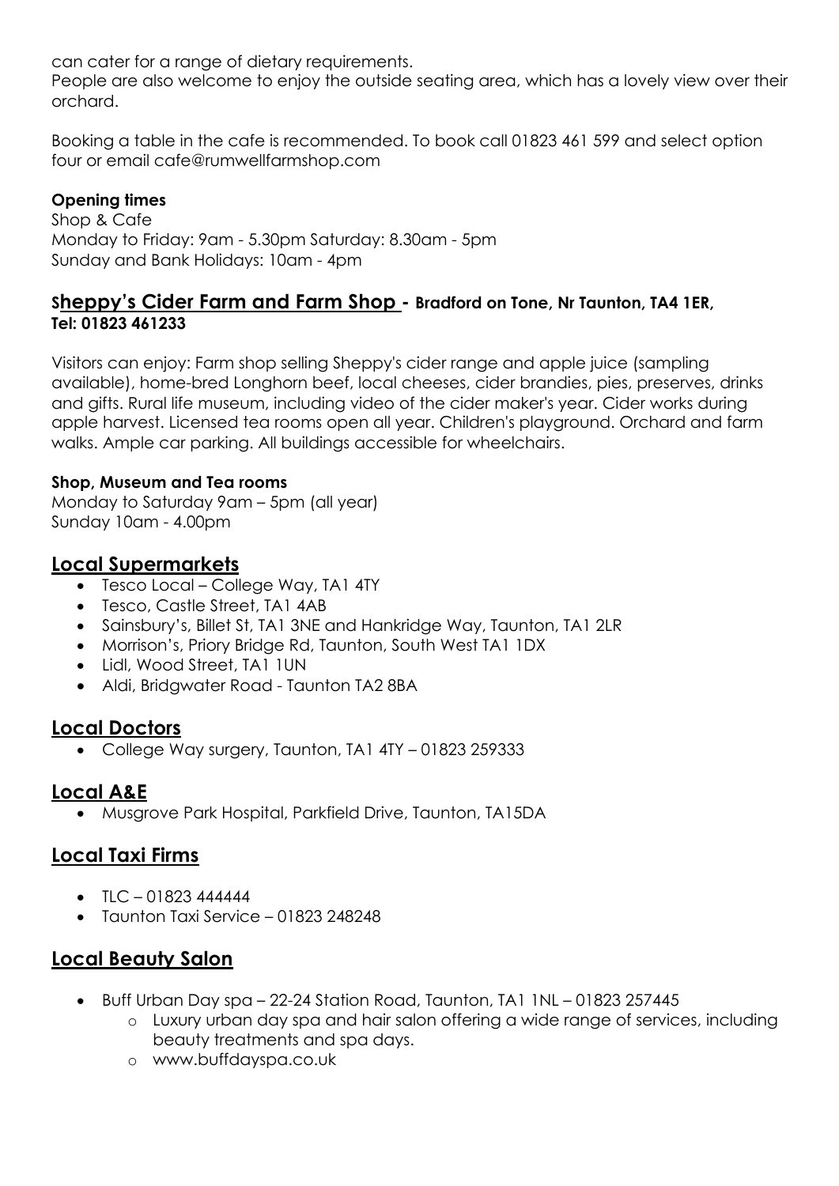can cater for a range of dietary requirements.
People are also welcome to enjoy the outside seating area, which has a lovely view over their orchard.

Booking a table in the cafe is recommended. To book call 01823 461 599 and select option four or email cafe@rumwellfarmshop.com

**Opening times**
Shop & Cafe
Monday to Friday: 9am - 5.30pm Saturday: 8.30am - 5pm
Sunday and Bank Holidays: 10am - 4pm

## Sheppy's Cider Farm and Farm Shop - **Bradford on Tone, Nr Taunton, TA4 1ER, Tel: 01823 461233**

Visitors can enjoy: Farm shop selling Sheppy's cider range and apple juice (sampling available), home-bred Longhorn beef, local cheeses, cider brandies, pies, preserves, drinks and gifts. Rural life museum, including video of the cider maker's year. Cider works during apple harvest. Licensed tea rooms open all year. Children's playground. Orchard and farm walks. Ample car parking. All buildings accessible for wheelchairs.

**Shop, Museum and Tea rooms**
Monday to Saturday 9am – 5pm (all year)
Sunday 10am - 4.00pm

## Local Supermarkets

- Tesco Local – College Way, TA1 4TY
- Tesco, Castle Street, TA1 4AB
- Sainsbury's, Billet St, TA1 3NE and Hankridge Way, Taunton, TA1 2LR
- Morrison's, Priory Bridge Rd, Taunton, South West TA1 1DX
- Lidl, Wood Street, TA1 1UN
- Aldi, Bridgwater Road - Taunton TA2 8BA

## Local Doctors

- College Way surgery, Taunton, TA1 4TY – 01823 259333

## Local A&E

- Musgrove Park Hospital, Parkfield Drive, Taunton, TA15DA

## Local Taxi Firms

- TLC – 01823 444444
- Taunton Taxi Service – 01823 248248

## Local Beauty Salon

- Buff Urban Day spa – 22-24 Station Road, Taunton, TA1 1NL – 01823 257445
  - Luxury urban day spa and hair salon offering a wide range of services, including beauty treatments and spa days.
  - www.buffdayspa.co.uk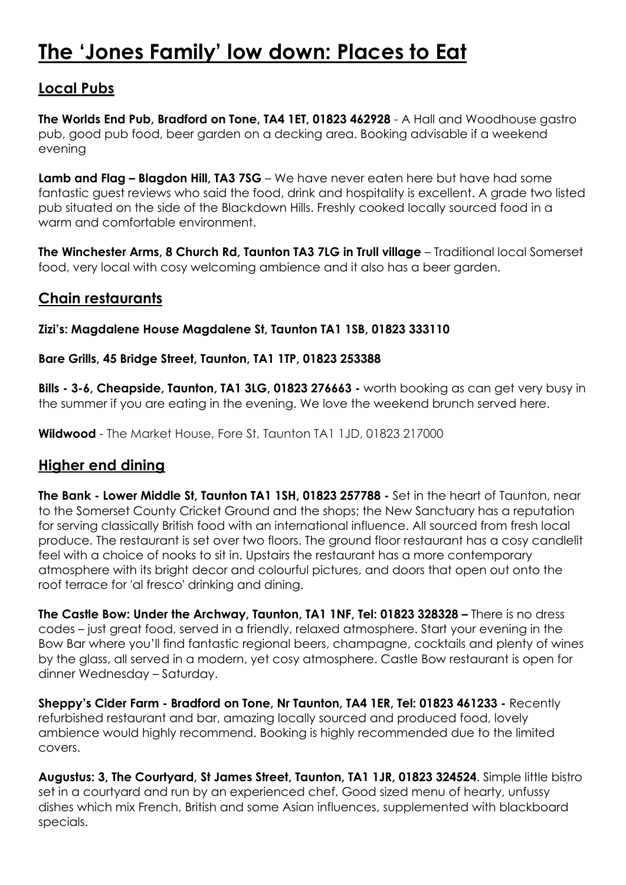# The 'Jones Family' low down: Places to Eat

## Local Pubs

**The Worlds End Pub, Bradford on Tone, TA4 1ET, 01823 462928** - A Hall and Woodhouse gastro pub, good pub food, beer garden on a decking area. Booking advisable if a weekend evening

**Lamb and Flag – Blagdon Hill, TA3 7SG** – We have never eaten here but have had some fantastic guest reviews who said the food, drink and hospitality is excellent. A grade two listed pub situated on the side of the Blackdown Hills. Freshly cooked locally sourced food in a warm and comfortable environment.

**The Winchester Arms, 8 Church Rd, Taunton TA3 7LG in Trull village** – Traditional local Somerset food, very local with cosy welcoming ambience and it also has a beer garden.

## Chain restaurants

**Zizi's: Magdalene House Magdalene St, Taunton TA1 1SB, 01823 333110**

**Bare Grills, 45 Bridge Street, Taunton, TA1 1TP, 01823 253388**

**Bills - 3-6, Cheapside, Taunton, TA1 3LG, 01823 276663 -** worth booking as can get very busy in the summer if you are eating in the evening. We love the weekend brunch served here.

**Wildwood** - The Market House, Fore St, Taunton TA1 1JD, 01823 217000

## Higher end dining

**The Bank - Lower Middle St, Taunton TA1 1SH, 01823 257788 -** Set in the heart of Taunton, near to the Somerset County Cricket Ground and the shops; the New Sanctuary has a reputation for serving classically British food with an international influence. All sourced from fresh local produce. The restaurant is set over two floors. The ground floor restaurant has a cosy candlelit feel with a choice of nooks to sit in. Upstairs the restaurant has a more contemporary atmosphere with its bright decor and colourful pictures, and doors that open out onto the roof terrace for 'al fresco' drinking and dining.

**The Castle Bow: Under the Archway, Taunton, TA1 1NF, Tel: 01823 328328 –** There is no dress codes – just great food, served in a friendly, relaxed atmosphere. Start your evening in the Bow Bar where you'll find fantastic regional beers, champagne, cocktails and plenty of wines by the glass, all served in a modern, yet cosy atmosphere. Castle Bow restaurant is open for dinner Wednesday – Saturday.

**Sheppy's Cider Farm - Bradford on Tone, Nr Taunton, TA4 1ER, Tel: 01823 461233 -** Recently refurbished restaurant and bar, amazing locally sourced and produced food, lovely ambience would highly recommend. Booking is highly recommended due to the limited covers.

**Augustus: 3, The Courtyard, St James Street, Taunton, TA1 1JR, 01823 324524**. Simple little bistro set in a courtyard and run by an experienced chef. Good sized menu of hearty, unfussy dishes which mix French, British and some Asian influences, supplemented with blackboard specials.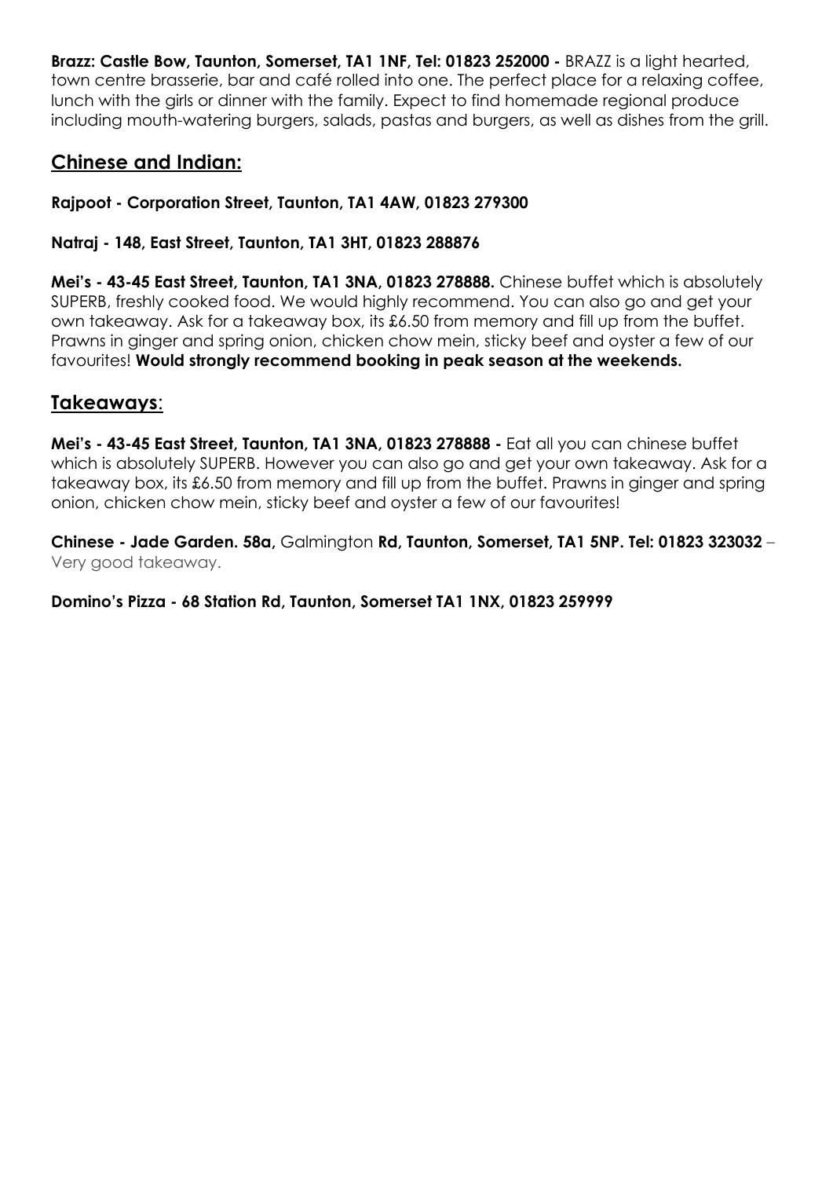**Brazz: Castle Bow, Taunton, Somerset, TA1 1NF, Tel: 01823 252000 -** BRAZZ is a light hearted, town centre brasserie, bar and café rolled into one. The perfect place for a relaxing coffee, lunch with the girls or dinner with the family. Expect to find homemade regional produce including mouth-watering burgers, salads, pastas and burgers, as well as dishes from the grill.

## Chinese and Indian:

**Rajpoot - Corporation Street, Taunton, TA1 4AW, 01823 279300**

**Natraj - 148, East Street, Taunton, TA1 3HT, 01823 288876**

**Mei's - 43-45 East Street, Taunton, TA1 3NA, 01823 278888.** Chinese buffet which is absolutely SUPERB, freshly cooked food. We would highly recommend. You can also go and get your own takeaway. Ask for a takeaway box, its £6.50 from memory and fill up from the buffet. Prawns in ginger and spring onion, chicken chow mein, sticky beef and oyster a few of our favourites! **Would strongly recommend booking in peak season at the weekends.**

## Takeaways:

**Mei's - 43-45 East Street, Taunton, TA1 3NA, 01823 278888 -** Eat all you can chinese buffet which is absolutely SUPERB. However you can also go and get your own takeaway. Ask for a takeaway box, its £6.50 from memory and fill up from the buffet. Prawns in ginger and spring onion, chicken chow mein, sticky beef and oyster a few of our favourites!

**Chinese - Jade Garden. 58a,** Galmington **Rd, Taunton, Somerset, TA1 5NP. Tel: 01823 323032** – Very good takeaway.

**Domino's Pizza - 68 Station Rd, Taunton, Somerset TA1 1NX, 01823 259999**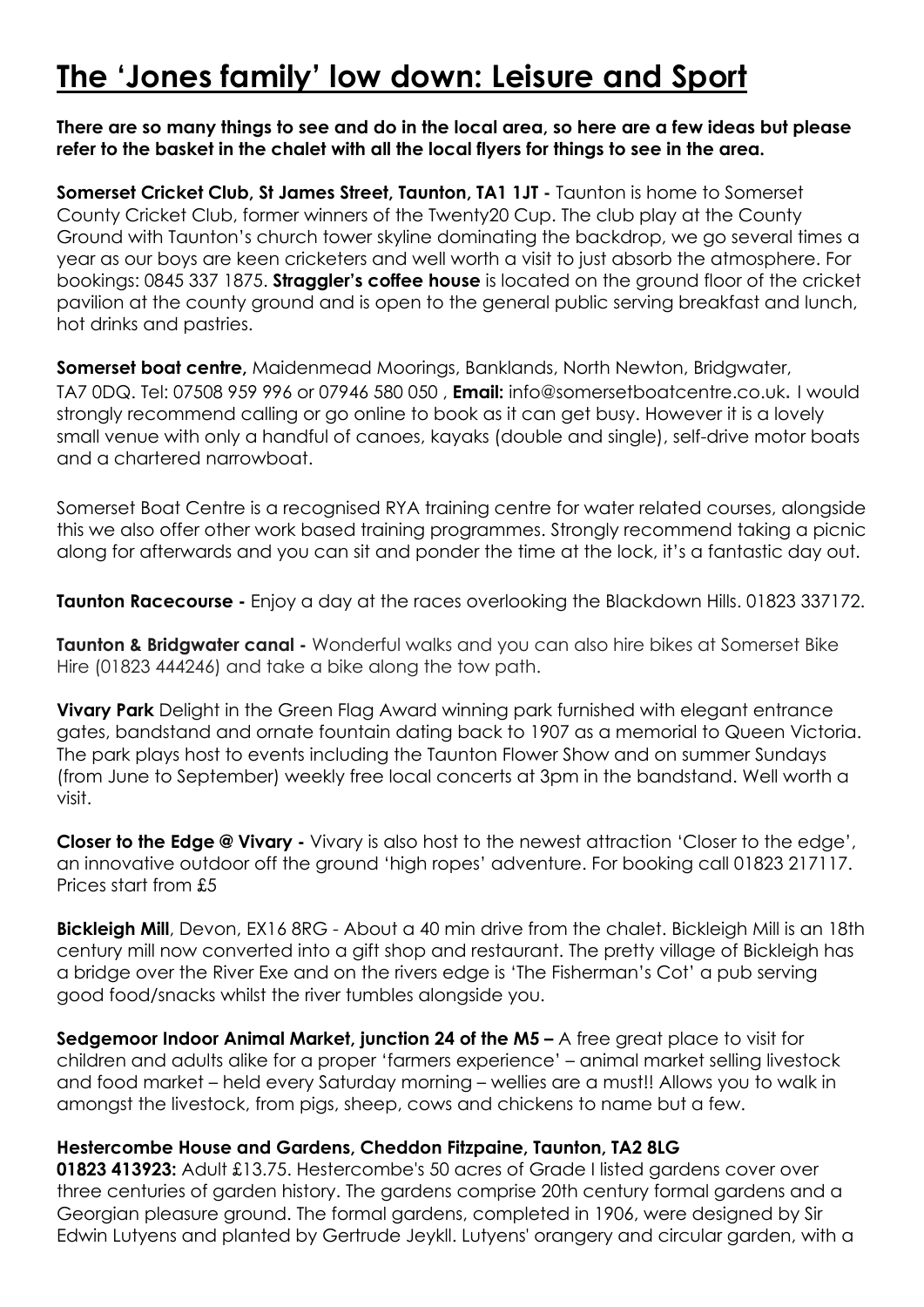# The 'Jones family' low down: Leisure and Sport

**There are so many things to see and do in the local area, so here are a few ideas but please refer to the basket in the chalet with all the local flyers for things to see in the area.**

**Somerset Cricket Club, St James Street, Taunton, TA1 1JT -** Taunton is home to Somerset County Cricket Club, former winners of the Twenty20 Cup. The club play at the County Ground with Taunton's church tower skyline dominating the backdrop, we go several times a year as our boys are keen cricketers and well worth a visit to just absorb the atmosphere. For bookings: 0845 337 1875. **Straggler's coffee house** is located on the ground floor of the cricket pavilion at the county ground and is open to the general public serving breakfast and lunch, hot drinks and pastries.

**Somerset boat centre,** Maidenmead Moorings, Banklands, North Newton, Bridgwater, TA7 0DQ. Tel: 07508 959 996 or 07946 580 050 , **Email:** info@somersetboatcentre.co.uk**.** I would strongly recommend calling or go online to book as it can get busy. However it is a lovely small venue with only a handful of canoes, kayaks (double and single), self-drive motor boats and a chartered narrowboat.

Somerset Boat Centre is a recognised RYA training centre for water related courses, alongside this we also offer other work based training programmes. Strongly recommend taking a picnic along for afterwards and you can sit and ponder the time at the lock, it's a fantastic day out.

**Taunton Racecourse -** Enjoy a day at the races overlooking the Blackdown Hills. 01823 337172.

**Taunton & Bridgwater canal -** Wonderful walks and you can also hire bikes at Somerset Bike Hire (01823 444246) and take a bike along the tow path.

**Vivary Park** Delight in the Green Flag Award winning park furnished with elegant entrance gates, bandstand and ornate fountain dating back to 1907 as a memorial to Queen Victoria. The park plays host to events including the Taunton Flower Show and on summer Sundays (from June to September) weekly free local concerts at 3pm in the bandstand. Well worth a visit.

**Closer to the Edge @ Vivary -** Vivary is also host to the newest attraction 'Closer to the edge', an innovative outdoor off the ground 'high ropes' adventure. For booking call 01823 217117. Prices start from £5

**Bickleigh Mill**, Devon, EX16 8RG - About a 40 min drive from the chalet. Bickleigh Mill is an 18th century mill now converted into a gift shop and restaurant. The pretty village of Bickleigh has a bridge over the River Exe and on the rivers edge is 'The Fisherman's Cot' a pub serving good food/snacks whilst the river tumbles alongside you.

**Sedgemoor Indoor Animal Market, junction 24 of the M5 –** A free great place to visit for children and adults alike for a proper 'farmers experience' – animal market selling livestock and food market – held every Saturday morning – wellies are a must!! Allows you to walk in amongst the livestock, from pigs, sheep, cows and chickens to name but a few.

**Hestercombe House and Gardens, Cheddon Fitzpaine, Taunton, TA2 8LG**
**01823 413923:** Adult £13.75. Hestercombe's 50 acres of Grade I listed gardens cover over three centuries of garden history. The gardens comprise 20th century formal gardens and a Georgian pleasure ground. The formal gardens, completed in 1906, were designed by Sir Edwin Lutyens and planted by Gertrude Jeykll. Lutyens' orangery and circular garden, with a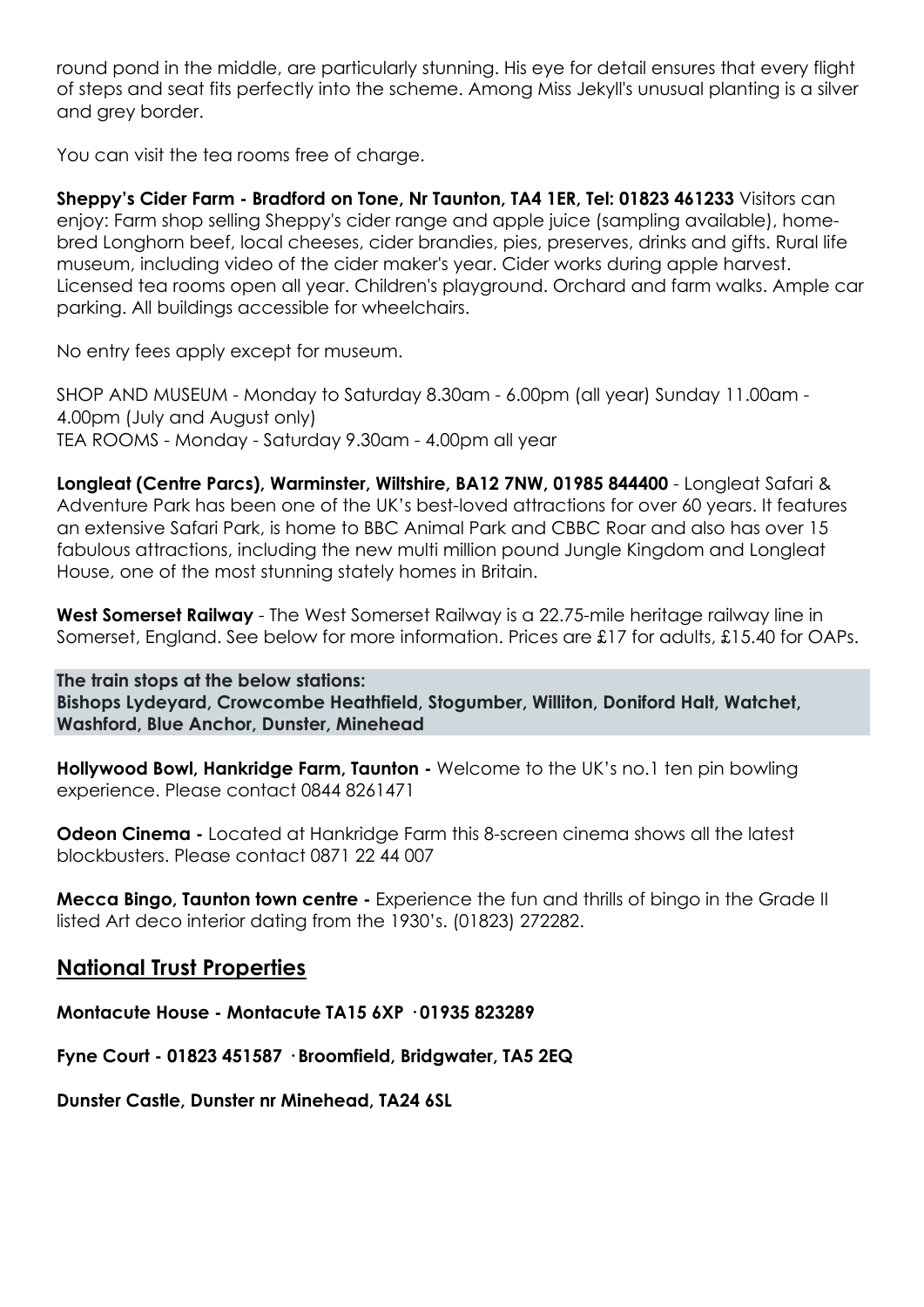round pond in the middle, are particularly stunning. His eye for detail ensures that every flight of steps and seat fits perfectly into the scheme. Among Miss Jekyll's unusual planting is a silver and grey border.

You can visit the tea rooms free of charge.

**Sheppy's Cider Farm - Bradford on Tone, Nr Taunton, TA4 1ER, Tel: 01823 461233** Visitors can enjoy: Farm shop selling Sheppy's cider range and apple juice (sampling available), home-bred Longhorn beef, local cheeses, cider brandies, pies, preserves, drinks and gifts. Rural life museum, including video of the cider maker's year. Cider works during apple harvest. Licensed tea rooms open all year. Children's playground. Orchard and farm walks. Ample car parking. All buildings accessible for wheelchairs.

No entry fees apply except for museum.

SHOP AND MUSEUM - Monday to Saturday 8.30am - 6.00pm (all year) Sunday 11.00am - 4.00pm (July and August only)
TEA ROOMS - Monday - Saturday 9.30am - 4.00pm all year

**Longleat (Centre Parcs), Warminster, Wiltshire, BA12 7NW, 01985 844400** - Longleat Safari & Adventure Park has been one of the UK's best-loved attractions for over 60 years. It features an extensive Safari Park, is home to BBC Animal Park and CBBC Roar and also has over 15 fabulous attractions, including the new multi million pound Jungle Kingdom and Longleat House, one of the most stunning stately homes in Britain.

**West Somerset Railway** - The West Somerset Railway is a 22.75-mile heritage railway line in Somerset, England. See below for more information. Prices are £17 for adults, £15.40 for OAPs.

**The train stops at the below stations:**
**Bishops Lydeyard, Crowcombe Heathfield, Stogumber, Williton, Doniford Halt, Watchet, Washford, Blue Anchor, Dunster, Minehead**

**Hollywood Bowl, Hankridge Farm, Taunton -** Welcome to the UK's no.1 ten pin bowling experience. Please contact 0844 8261471

**Odeon Cinema -** Located at Hankridge Farm this 8-screen cinema shows all the latest blockbusters. Please contact 0871 22 44 007

**Mecca Bingo, Taunton town centre -** Experience the fun and thrills of bingo in the Grade II listed Art deco interior dating from the 1930's. (01823) 272282.

## National Trust Properties

**Montacute House - Montacute TA15 6XP · 01935 823289**

**Fyne Court - 01823 451587 · Broomfield, Bridgwater, TA5 2EQ**

**Dunster Castle, Dunster nr Minehead, TA24 6SL**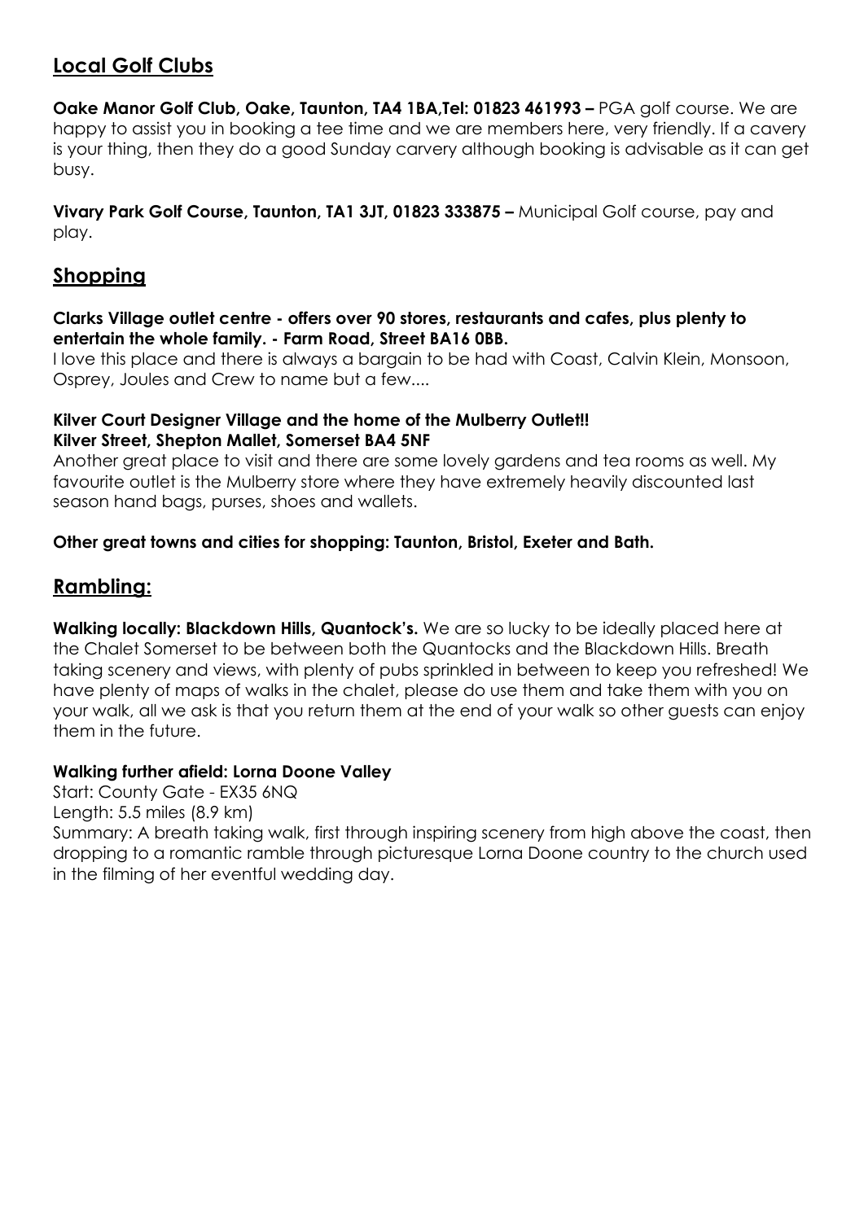## Local Golf Clubs

**Oake Manor Golf Club, Oake, Taunton, TA4 1BA,Tel: 01823 461993 –** PGA golf course. We are happy to assist you in booking a tee time and we are members here, very friendly. If a cavery is your thing, then they do a good Sunday carvery although booking is advisable as it can get busy.

**Vivary Park Golf Course, Taunton, TA1 3JT, 01823 333875 –** Municipal Golf course, pay and play.

## Shopping

**Clarks Village outlet centre - offers over 90 stores, restaurants and cafes, plus plenty to entertain the whole family. - Farm Road, Street BA16 0BB.**

I love this place and there is always a bargain to be had with Coast, Calvin Klein, Monsoon, Osprey, Joules and Crew to name but a few....

**Kilver Court Designer Village and the home of the Mulberry Outlet!!**
**Kilver Street, Shepton Mallet, Somerset BA4 5NF**

Another great place to visit and there are some lovely gardens and tea rooms as well. My favourite outlet is the Mulberry store where they have extremely heavily discounted last season hand bags, purses, shoes and wallets.

**Other great towns and cities for shopping: Taunton, Bristol, Exeter and Bath.**

## Rambling:

**Walking locally: Blackdown Hills, Quantock's.** We are so lucky to be ideally placed here at the Chalet Somerset to be between both the Quantocks and the Blackdown Hills. Breath taking scenery and views, with plenty of pubs sprinkled in between to keep you refreshed! We have plenty of maps of walks in the chalet, please do use them and take them with you on your walk, all we ask is that you return them at the end of your walk so other guests can enjoy them in the future.

**Walking further afield: Lorna Doone Valley**

Start: County Gate - EX35 6NQ

Length: 5.5 miles (8.9 km)

Summary: A breath taking walk, first through inspiring scenery from high above the coast, then dropping to a romantic ramble through picturesque Lorna Doone country to the church used in the filming of her eventful wedding day.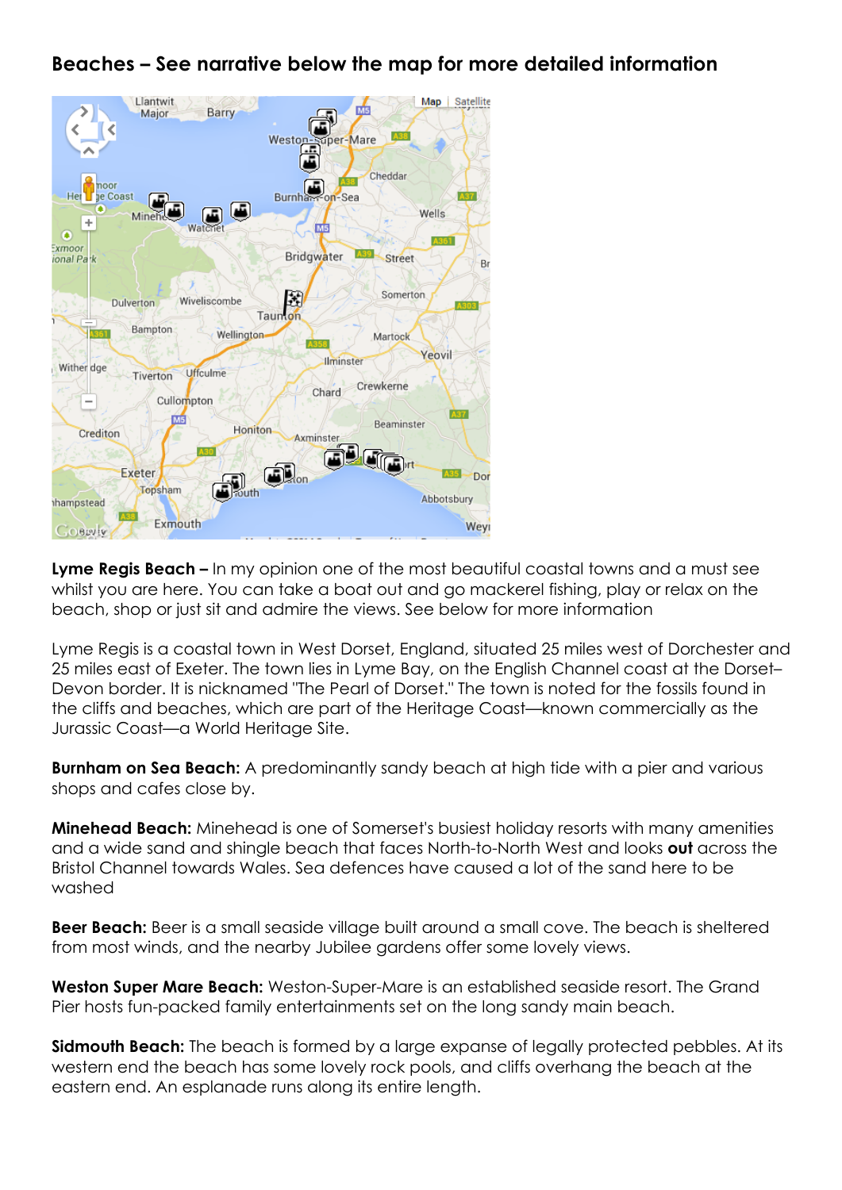## Beaches – See narrative below the map for more detailed information

**Lyme Regis Beach –** In my opinion one of the most beautiful coastal towns and a must see whilst you are here. You can take a boat out and go mackerel fishing, play or relax on the beach, shop or just sit and admire the views. See below for more information

Lyme Regis is a coastal town in West Dorset, England, situated 25 miles west of Dorchester and 25 miles east of Exeter. The town lies in Lyme Bay, on the English Channel coast at the Dorset–Devon border. It is nicknamed "The Pearl of Dorset." The town is noted for the fossils found in the cliffs and beaches, which are part of the Heritage Coast—known commercially as the Jurassic Coast—a World Heritage Site.

**Burnham on Sea Beach:** A predominantly sandy beach at high tide with a pier and various shops and cafes close by.

**Minehead Beach:** Minehead is one of Somerset's busiest holiday resorts with many amenities and a wide sand and shingle beach that faces North-to-North West and looks **out** across the Bristol Channel towards Wales. Sea defences have caused a lot of the sand here to be washed

**Beer Beach:** Beer is a small seaside village built around a small cove. The beach is sheltered from most winds, and the nearby Jubilee gardens offer some lovely views.

**Weston Super Mare Beach:** Weston-Super-Mare is an established seaside resort. The Grand Pier hosts fun-packed family entertainments set on the long sandy main beach.

**Sidmouth Beach:** The beach is formed by a large expanse of legally protected pebbles. At its western end the beach has some lovely rock pools, and cliffs overhang the beach at the eastern end. An esplanade runs along its entire length.